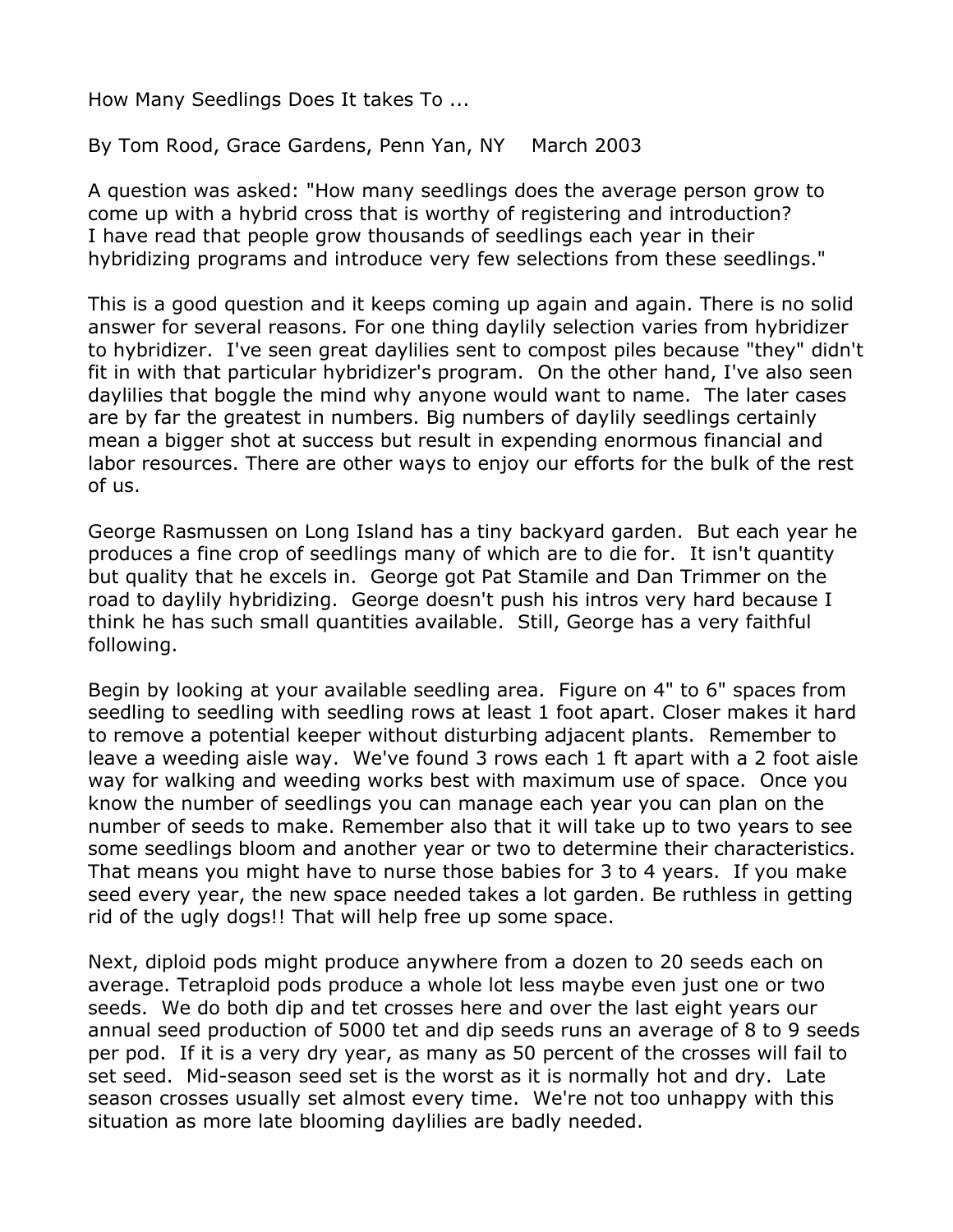# How Many Seedlings Does It takes To ...

By Tom Rood, Grace Gardens, Penn Yan, NY    March 2003

A question was asked: "How many seedlings does the average person grow to come up with a hybrid cross that is worthy of registering and introduction? I have read that people grow thousands of seedlings each year in their hybridizing programs and introduce very few selections from these seedlings."

This is a good question and it keeps coming up again and again. There is no solid answer for several reasons. For one thing daylily selection varies from hybridizer to hybridizer. I've seen great daylilies sent to compost piles because "they" didn't fit in with that particular hybridizer's program. On the other hand, I've also seen daylilies that boggle the mind why anyone would want to name. The later cases are by far the greatest in numbers. Big numbers of daylily seedlings certainly mean a bigger shot at success but result in expending enormous financial and labor resources. There are other ways to enjoy our efforts for the bulk of the rest of us.

George Rasmussen on Long Island has a tiny backyard garden. But each year he produces a fine crop of seedlings many of which are to die for. It isn't quantity but quality that he excels in. George got Pat Stamile and Dan Trimmer on the road to daylily hybridizing. George doesn't push his intros very hard because I think he has such small quantities available. Still, George has a very faithful following.

Begin by looking at your available seedling area. Figure on 4" to 6" spaces from seedling to seedling with seedling rows at least 1 foot apart. Closer makes it hard to remove a potential keeper without disturbing adjacent plants. Remember to leave a weeding aisle way. We've found 3 rows each 1 ft apart with a 2 foot aisle way for walking and weeding works best with maximum use of space. Once you know the number of seedlings you can manage each year you can plan on the number of seeds to make. Remember also that it will take up to two years to see some seedlings bloom and another year or two to determine their characteristics. That means you might have to nurse those babies for 3 to 4 years. If you make seed every year, the new space needed takes a lot garden. Be ruthless in getting rid of the ugly dogs!! That will help free up some space.

Next, diploid pods might produce anywhere from a dozen to 20 seeds each on average. Tetraploid pods produce a whole lot less maybe even just one or two seeds. We do both dip and tet crosses here and over the last eight years our annual seed production of 5000 tet and dip seeds runs an average of 8 to 9 seeds per pod. If it is a very dry year, as many as 50 percent of the crosses will fail to set seed. Mid-season seed set is the worst as it is normally hot and dry. Late season crosses usually set almost every time. We're not too unhappy with this situation as more late blooming daylilies are badly needed.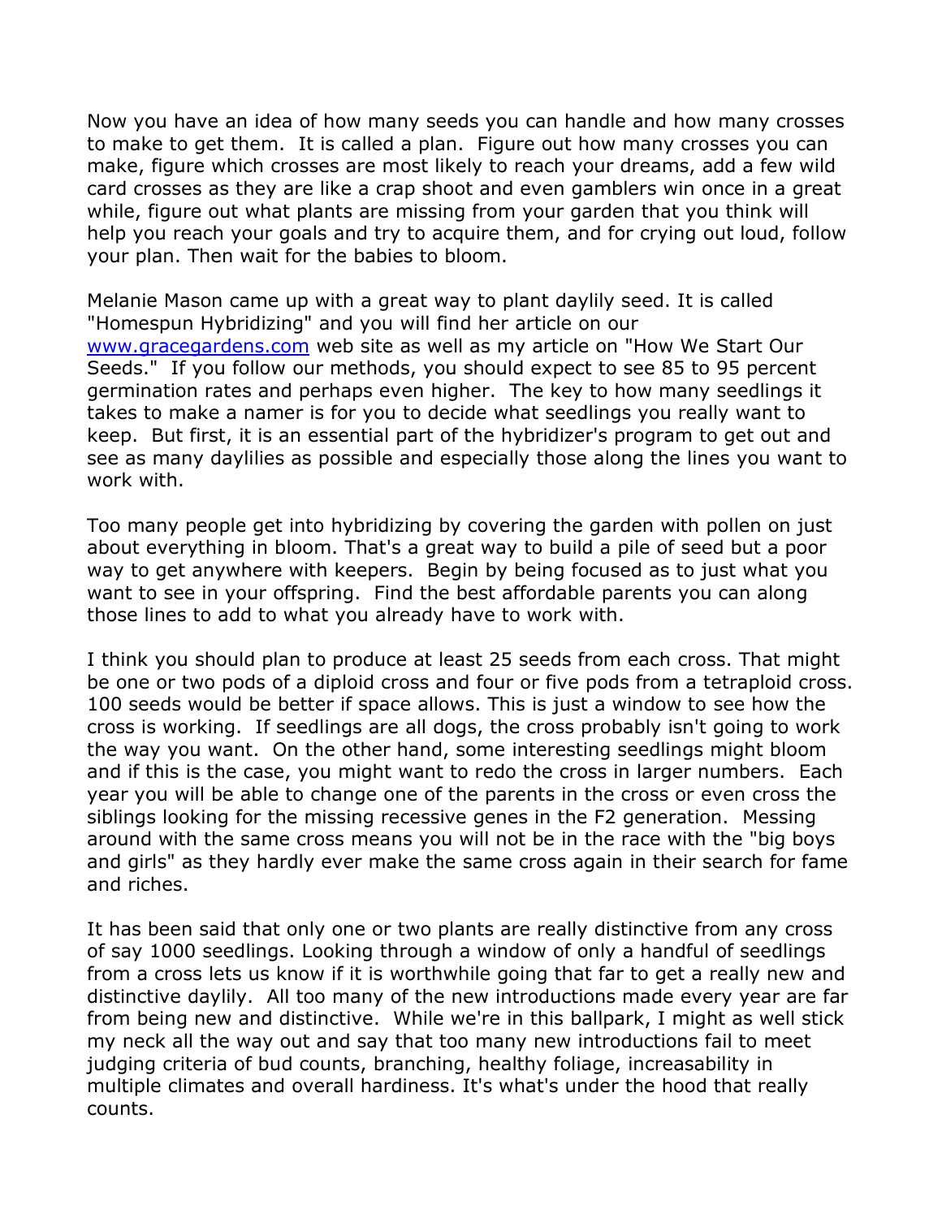Now you have an idea of how many seeds you can handle and how many crosses to make to get them. It is called a plan. Figure out how many crosses you can make, figure which crosses are most likely to reach your dreams, add a few wild card crosses as they are like a crap shoot and even gamblers win once in a great while, figure out what plants are missing from your garden that you think will help you reach your goals and try to acquire them, and for crying out loud, follow your plan. Then wait for the babies to bloom.

Melanie Mason came up with a great way to plant daylily seed. It is called "Homespun Hybridizing" and you will find her article on our [www.gracegardens.com](http://www.gracegardens.com) web site as well as my article on "How We Start Our Seeds." If you follow our methods, you should expect to see 85 to 95 percent germination rates and perhaps even higher. The key to how many seedlings it takes to make a namer is for you to decide what seedlings you really want to keep. But first, it is an essential part of the hybridizer's program to get out and see as many daylilies as possible and especially those along the lines you want to work with.

Too many people get into hybridizing by covering the garden with pollen on just about everything in bloom. That's a great way to build a pile of seed but a poor way to get anywhere with keepers. Begin by being focused as to just what you want to see in your offspring. Find the best affordable parents you can along those lines to add to what you already have to work with.

I think you should plan to produce at least 25 seeds from each cross. That might be one or two pods of a diploid cross and four or five pods from a tetraploid cross. 100 seeds would be better if space allows. This is just a window to see how the cross is working. If seedlings are all dogs, the cross probably isn't going to work the way you want. On the other hand, some interesting seedlings might bloom and if this is the case, you might want to redo the cross in larger numbers. Each year you will be able to change one of the parents in the cross or even cross the siblings looking for the missing recessive genes in the F2 generation. Messing around with the same cross means you will not be in the race with the "big boys and girls" as they hardly ever make the same cross again in their search for fame and riches.

It has been said that only one or two plants are really distinctive from any cross of say 1000 seedlings. Looking through a window of only a handful of seedlings from a cross lets us know if it is worthwhile going that far to get a really new and distinctive daylily. All too many of the new introductions made every year are far from being new and distinctive. While we're in this ballpark, I might as well stick my neck all the way out and say that too many new introductions fail to meet judging criteria of bud counts, branching, healthy foliage, increasability in multiple climates and overall hardiness. It's what's under the hood that really counts.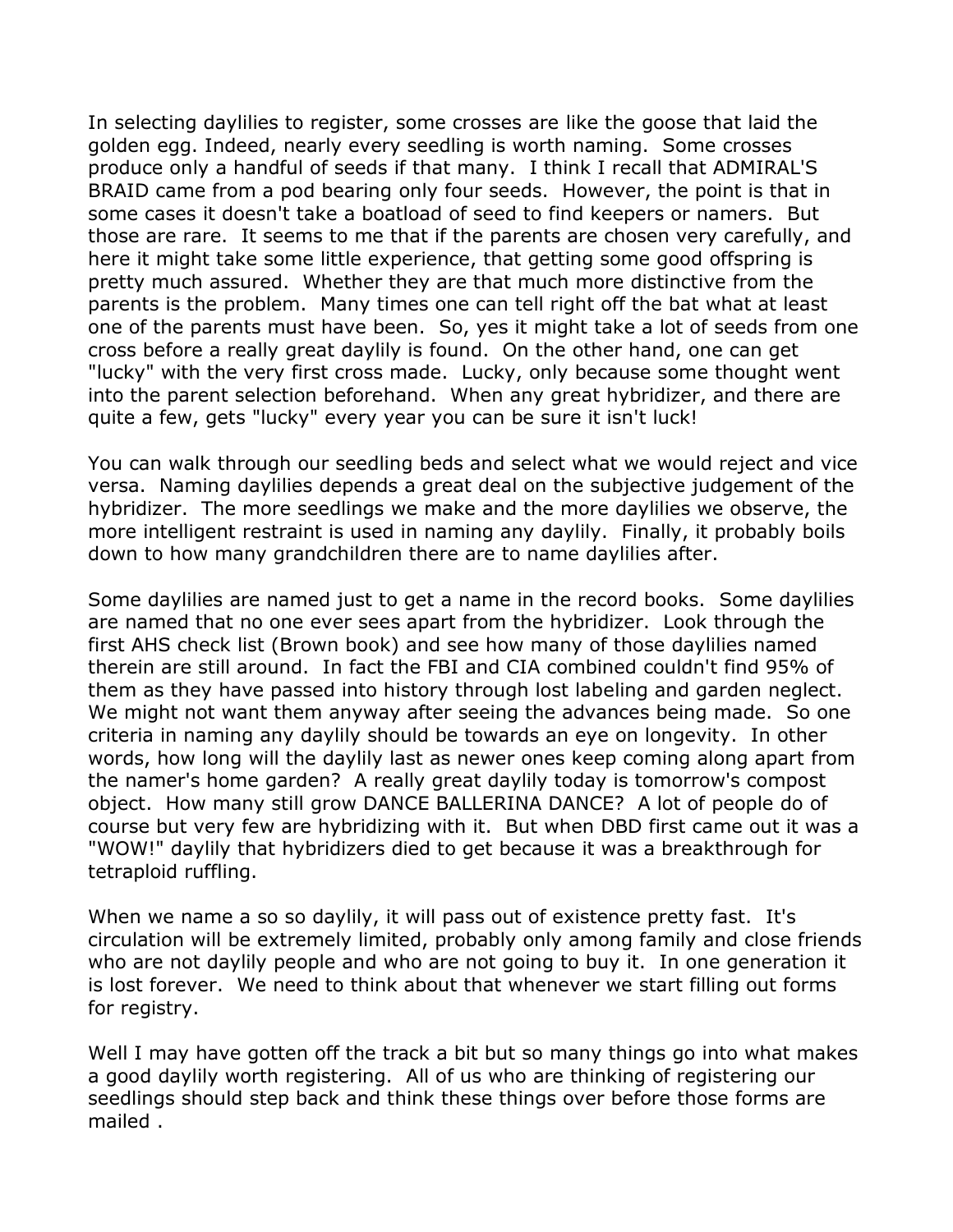In selecting daylilies to register, some crosses are like the goose that laid the golden egg. Indeed, nearly every seedling is worth naming. Some crosses produce only a handful of seeds if that many. I think I recall that ADMIRAL'S BRAID came from a pod bearing only four seeds. However, the point is that in some cases it doesn't take a boatload of seed to find keepers or namers. But those are rare. It seems to me that if the parents are chosen very carefully, and here it might take some little experience, that getting some good offspring is pretty much assured. Whether they are that much more distinctive from the parents is the problem. Many times one can tell right off the bat what at least one of the parents must have been. So, yes it might take a lot of seeds from one cross before a really great daylily is found. On the other hand, one can get "lucky" with the very first cross made. Lucky, only because some thought went into the parent selection beforehand. When any great hybridizer, and there are quite a few, gets "lucky" every year you can be sure it isn't luck!

You can walk through our seedling beds and select what we would reject and vice versa. Naming daylilies depends a great deal on the subjective judgement of the hybridizer. The more seedlings we make and the more daylilies we observe, the more intelligent restraint is used in naming any daylily. Finally, it probably boils down to how many grandchildren there are to name daylilies after.

Some daylilies are named just to get a name in the record books. Some daylilies are named that no one ever sees apart from the hybridizer. Look through the first AHS check list (Brown book) and see how many of those daylilies named therein are still around. In fact the FBI and CIA combined couldn't find 95% of them as they have passed into history through lost labeling and garden neglect. We might not want them anyway after seeing the advances being made. So one criteria in naming any daylily should be towards an eye on longevity. In other words, how long will the daylily last as newer ones keep coming along apart from the namer's home garden? A really great daylily today is tomorrow's compost object. How many still grow DANCE BALLERINA DANCE? A lot of people do of course but very few are hybridizing with it. But when DBD first came out it was a "WOW!" daylily that hybridizers died to get because it was a breakthrough for tetraploid ruffling.

When we name a so so daylily, it will pass out of existence pretty fast. It's circulation will be extremely limited, probably only among family and close friends who are not daylily people and who are not going to buy it. In one generation it is lost forever. We need to think about that whenever we start filling out forms for registry.

Well I may have gotten off the track a bit but so many things go into what makes a good daylily worth registering. All of us who are thinking of registering our seedlings should step back and think these things over before those forms are mailed .